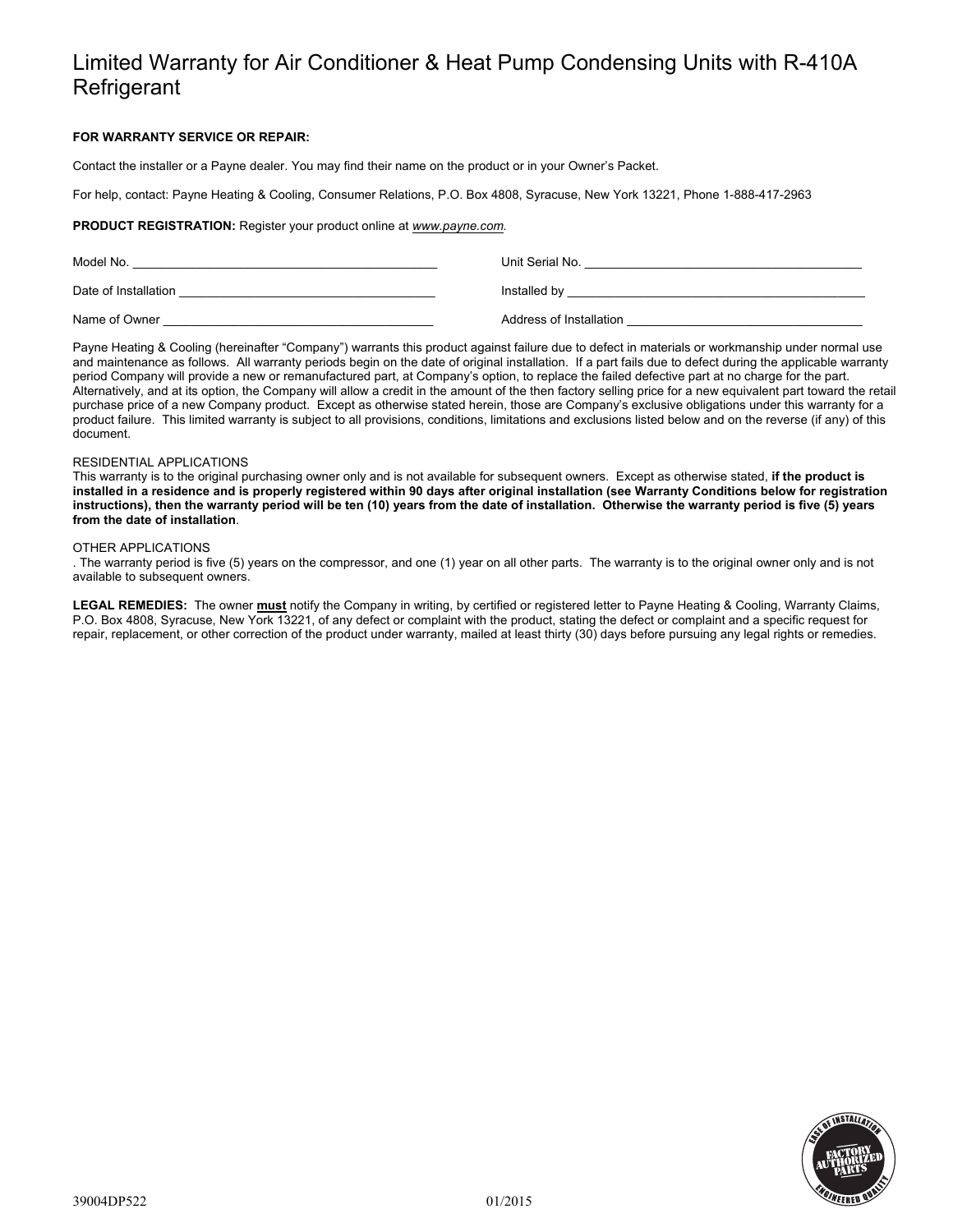# Limited Warranty for Air Conditioner & Heat Pump Condensing Units with R-410A Refrigerant

**FOR WARRANTY SERVICE OR REPAIR:**

Contact the installer or a Payne dealer. You may find their name on the product or in your Owner's Packet.

For help, contact: Payne Heating & Cooling, Consumer Relations, P.O. Box 4808, Syracuse, New York 13221, Phone 1-888-417-2963

**PRODUCT REGISTRATION:** Register your product online at *www.payne.com.*

Model No. ____________________ Unit Serial No. ____________________

Date of Installation ____________________ Installed by ____________________

Name of Owner ____________________ Address of Installation ____________________

Payne Heating & Cooling (hereinafter "Company") warrants this product against failure due to defect in materials or workmanship under normal use and maintenance as follows. All warranty periods begin on the date of original installation. If a part fails due to defect during the applicable warranty period Company will provide a new or remanufactured part, at Company's option, to replace the failed defective part at no charge for the part. Alternatively, and at its option, the Company will allow a credit in the amount of the then factory selling price for a new equivalent part toward the retail purchase price of a new Company product. Except as otherwise stated herein, those are Company's exclusive obligations under this warranty for a product failure. This limited warranty is subject to all provisions, conditions, limitations and exclusions listed below and on the reverse (if any) of this document.

RESIDENTIAL APPLICATIONS

This warranty is to the original purchasing owner only and is not available for subsequent owners. Except as otherwise stated, **if the product is installed in a residence and is properly registered within 90 days after original installation (see Warranty Conditions below for registration instructions), then the warranty period will be ten (10) years from the date of installation. Otherwise the warranty period is five (5) years from the date of installation**.

OTHER APPLICATIONS

. The warranty period is five (5) years on the compressor, and one (1) year on all other parts. The warranty is to the original owner only and is not available to subsequent owners.

**LEGAL REMEDIES:** The owner **must** notify the Company in writing, by certified or registered letter to Payne Heating & Cooling, Warranty Claims, P.O. Box 4808, Syracuse, New York 13221, of any defect or complaint with the product, stating the defect or complaint and a specific request for repair, replacement, or other correction of the product under warranty, mailed at least thirty (30) days before pursuing any legal rights or remedies.

39004DP522 01/2015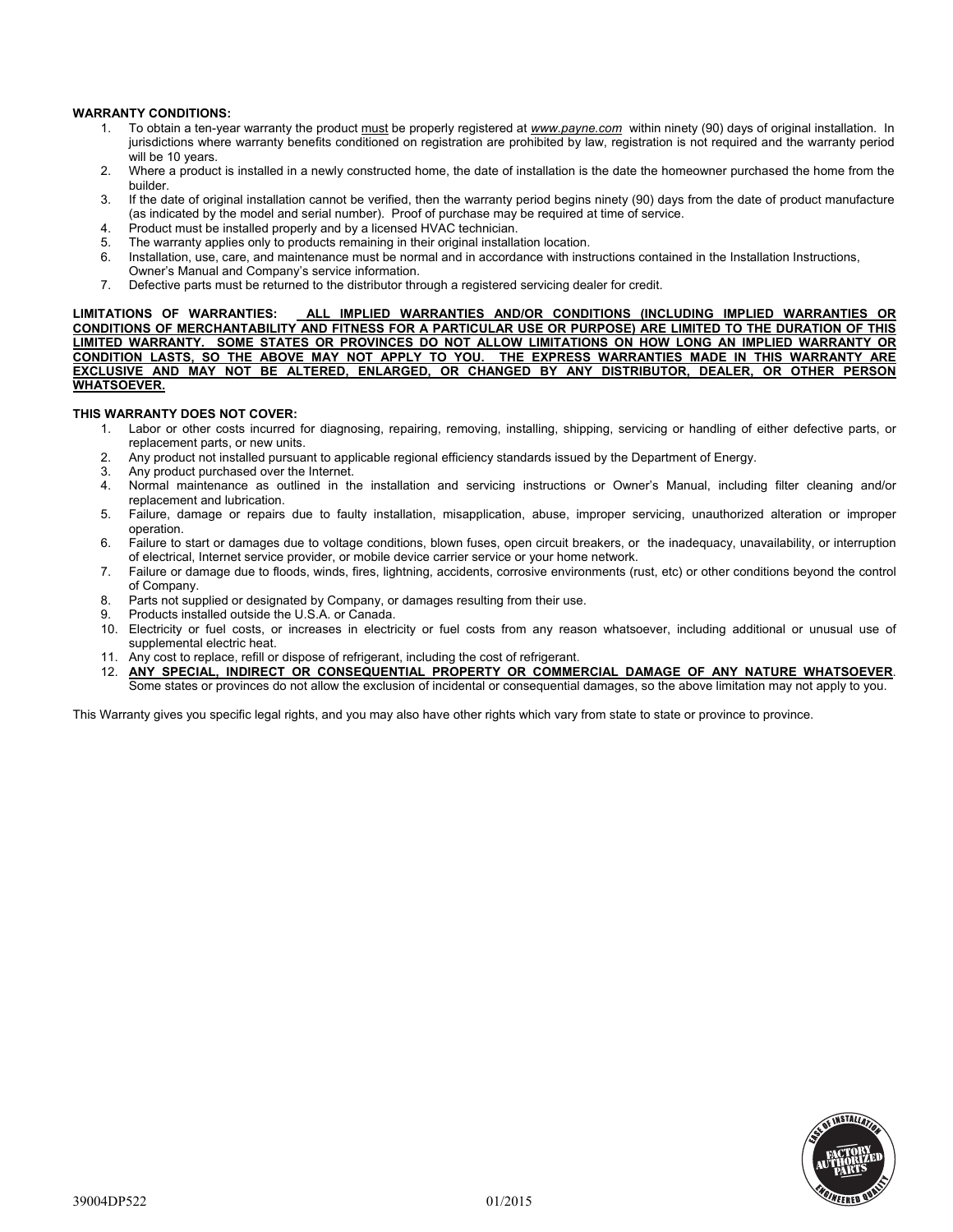**WARRANTY CONDITIONS:**

1. To obtain a ten-year warranty the product must be properly registered at *www.payne.com* within ninety (90) days of original installation. In jurisdictions where warranty benefits conditioned on registration are prohibited by law, registration is not required and the warranty period will be 10 years.
2. Where a product is installed in a newly constructed home, the date of installation is the date the homeowner purchased the home from the builder.
3. If the date of original installation cannot be verified, then the warranty period begins ninety (90) days from the date of product manufacture (as indicated by the model and serial number). Proof of purchase may be required at time of service.
4. Product must be installed properly and by a licensed HVAC technician.
5. The warranty applies only to products remaining in their original installation location.
6. Installation, use, care, and maintenance must be normal and in accordance with instructions contained in the Installation Instructions, Owner's Manual and Company's service information.
7. Defective parts must be returned to the distributor through a registered servicing dealer for credit.

**LIMITATIONS OF WARRANTIES:** **ALL IMPLIED WARRANTIES AND/OR CONDITIONS (INCLUDING IMPLIED WARRANTIES OR CONDITIONS OF MERCHANTABILITY AND FITNESS FOR A PARTICULAR USE OR PURPOSE) ARE LIMITED TO THE DURATION OF THIS LIMITED WARRANTY. SOME STATES OR PROVINCES DO NOT ALLOW LIMITATIONS ON HOW LONG AN IMPLIED WARRANTY OR CONDITION LASTS, SO THE ABOVE MAY NOT APPLY TO YOU. THE EXPRESS WARRANTIES MADE IN THIS WARRANTY ARE EXCLUSIVE AND MAY NOT BE ALTERED, ENLARGED, OR CHANGED BY ANY DISTRIBUTOR, DEALER, OR OTHER PERSON WHATSOEVER.**

**THIS WARRANTY DOES NOT COVER:**

1. Labor or other costs incurred for diagnosing, repairing, removing, installing, shipping, servicing or handling of either defective parts, or replacement parts, or new units.
2. Any product not installed pursuant to applicable regional efficiency standards issued by the Department of Energy.
3. Any product purchased over the Internet.
4. Normal maintenance as outlined in the installation and servicing instructions or Owner's Manual, including filter cleaning and/or replacement and lubrication.
5. Failure, damage or repairs due to faulty installation, misapplication, abuse, improper servicing, unauthorized alteration or improper operation.
6. Failure to start or damages due to voltage conditions, blown fuses, open circuit breakers, or the inadequacy, unavailability, or interruption of electrical, Internet service provider, or mobile device carrier service or your home network.
7. Failure or damage due to floods, winds, fires, lightning, accidents, corrosive environments (rust, etc) or other conditions beyond the control of Company.
8. Parts not supplied or designated by Company, or damages resulting from their use.
9. Products installed outside the U.S.A. or Canada.
10. Electricity or fuel costs, or increases in electricity or fuel costs from any reason whatsoever, including additional or unusual use of supplemental electric heat.
11. Any cost to replace, refill or dispose of refrigerant, including the cost of refrigerant.
12. **ANY SPECIAL, INDIRECT OR CONSEQUENTIAL PROPERTY OR COMMERCIAL DAMAGE OF ANY NATURE WHATSOEVER**. Some states or provinces do not allow the exclusion of incidental or consequential damages, so the above limitation may not apply to you.

This Warranty gives you specific legal rights, and you may also have other rights which vary from state to state or province to province.

39004DP522 01/2015